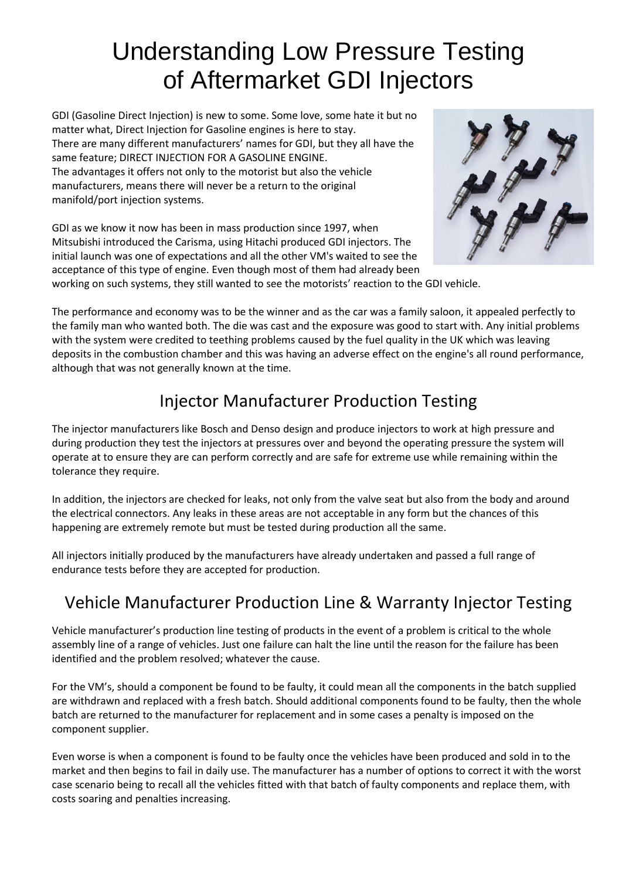# Understanding Low Pressure Testing of Aftermarket GDI Injectors

GDI (Gasoline Direct Injection) is new to some. Some love, some hate it but no matter what, Direct Injection for Gasoline engines is here to stay.
There are many different manufacturers' names for GDI, but they all have the same feature; DIRECT INJECTION FOR A GASOLINE ENGINE.
The advantages it offers not only to the motorist but also the vehicle manufacturers, means there will never be a return to the original manifold/port injection systems.

GDI as we know it now has been in mass production since 1997, when Mitsubishi introduced the Carisma, using Hitachi produced GDI injectors. The initial launch was one of expectations and all the other VM's waited to see the acceptance of this type of engine. Even though most of them had already been working on such systems, they still wanted to see the motorists' reaction to the GDI vehicle.

The performance and economy was to be the winner and as the car was a family saloon, it appealed perfectly to the family man who wanted both. The die was cast and the exposure was good to start with. Any initial problems with the system were credited to teething problems caused by the fuel quality in the UK which was leaving deposits in the combustion chamber and this was having an adverse effect on the engine's all round performance, although that was not generally known at the time.

## Injector Manufacturer Production Testing

The injector manufacturers like Bosch and Denso design and produce injectors to work at high pressure and during production they test the injectors at pressures over and beyond the operating pressure the system will operate at to ensure they are can perform correctly and are safe for extreme use while remaining within the tolerance they require.

In addition, the injectors are checked for leaks, not only from the valve seat but also from the body and around the electrical connectors. Any leaks in these areas are not acceptable in any form but the chances of this happening are extremely remote but must be tested during production all the same.

All injectors initially produced by the manufacturers have already undertaken and passed a full range of endurance tests before they are accepted for production.

## Vehicle Manufacturer Production Line & Warranty Injector Testing

Vehicle manufacturer's production line testing of products in the event of a problem is critical to the whole assembly line of a range of vehicles. Just one failure can halt the line until the reason for the failure has been identified and the problem resolved; whatever the cause.

For the VM's, should a component be found to be faulty, it could mean all the components in the batch supplied are withdrawn and replaced with a fresh batch. Should additional components found to be faulty, then the whole batch are returned to the manufacturer for replacement and in some cases a penalty is imposed on the component supplier.

Even worse is when a component is found to be faulty once the vehicles have been produced and sold in to the market and then begins to fail in daily use. The manufacturer has a number of options to correct it with the worst case scenario being to recall all the vehicles fitted with that batch of faulty components and replace them, with costs soaring and penalties increasing.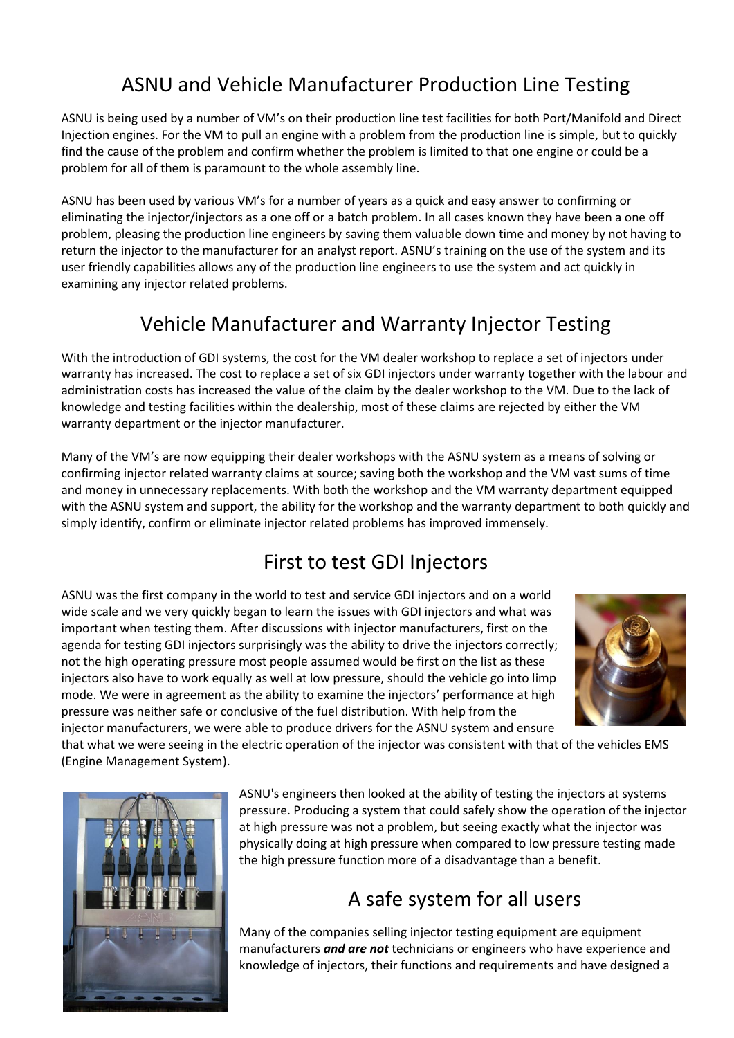## ASNU and Vehicle Manufacturer Production Line Testing

ASNU is being used by a number of VM's on their production line test facilities for both Port/Manifold and Direct Injection engines. For the VM to pull an engine with a problem from the production line is simple, but to quickly find the cause of the problem and confirm whether the problem is limited to that one engine or could be a problem for all of them is paramount to the whole assembly line.

ASNU has been used by various VM's for a number of years as a quick and easy answer to confirming or eliminating the injector/injectors as a one off or a batch problem. In all cases known they have been a one off problem, pleasing the production line engineers by saving them valuable down time and money by not having to return the injector to the manufacturer for an analyst report. ASNU's training on the use of the system and its user friendly capabilities allows any of the production line engineers to use the system and act quickly in examining any injector related problems.

## Vehicle Manufacturer and Warranty Injector Testing

With the introduction of GDI systems, the cost for the VM dealer workshop to replace a set of injectors under warranty has increased. The cost to replace a set of six GDI injectors under warranty together with the labour and administration costs has increased the value of the claim by the dealer workshop to the VM. Due to the lack of knowledge and testing facilities within the dealership, most of these claims are rejected by either the VM warranty department or the injector manufacturer.

Many of the VM's are now equipping their dealer workshops with the ASNU system as a means of solving or confirming injector related warranty claims at source; saving both the workshop and the VM vast sums of time and money in unnecessary replacements. With both the workshop and the VM warranty department equipped with the ASNU system and support, the ability for the workshop and the warranty department to both quickly and simply identify, confirm or eliminate injector related problems has improved immensely.

## First to test GDI Injectors

ASNU was the first company in the world to test and service GDI injectors and on a world wide scale and we very quickly began to learn the issues with GDI injectors and what was important when testing them. After discussions with injector manufacturers, first on the agenda for testing GDI injectors surprisingly was the ability to drive the injectors correctly; not the high operating pressure most people assumed would be first on the list as these injectors also have to work equally as well at low pressure, should the vehicle go into limp mode. We were in agreement as the ability to examine the injectors' performance at high pressure was neither safe or conclusive of the fuel distribution. With help from the injector manufacturers, we were able to produce drivers for the ASNU system and ensure that what we were seeing in the electric operation of the injector was consistent with that of the vehicles EMS (Engine Management System).

ASNU's engineers then looked at the ability of testing the injectors at systems pressure. Producing a system that could safely show the operation of the injector at high pressure was not a problem, but seeing exactly what the injector was physically doing at high pressure when compared to low pressure testing made the high pressure function more of a disadvantage than a benefit.

## A safe system for all users

Many of the companies selling injector testing equipment are equipment manufacturers ***and are not*** technicians or engineers who have experience and knowledge of injectors, their functions and requirements and have designed a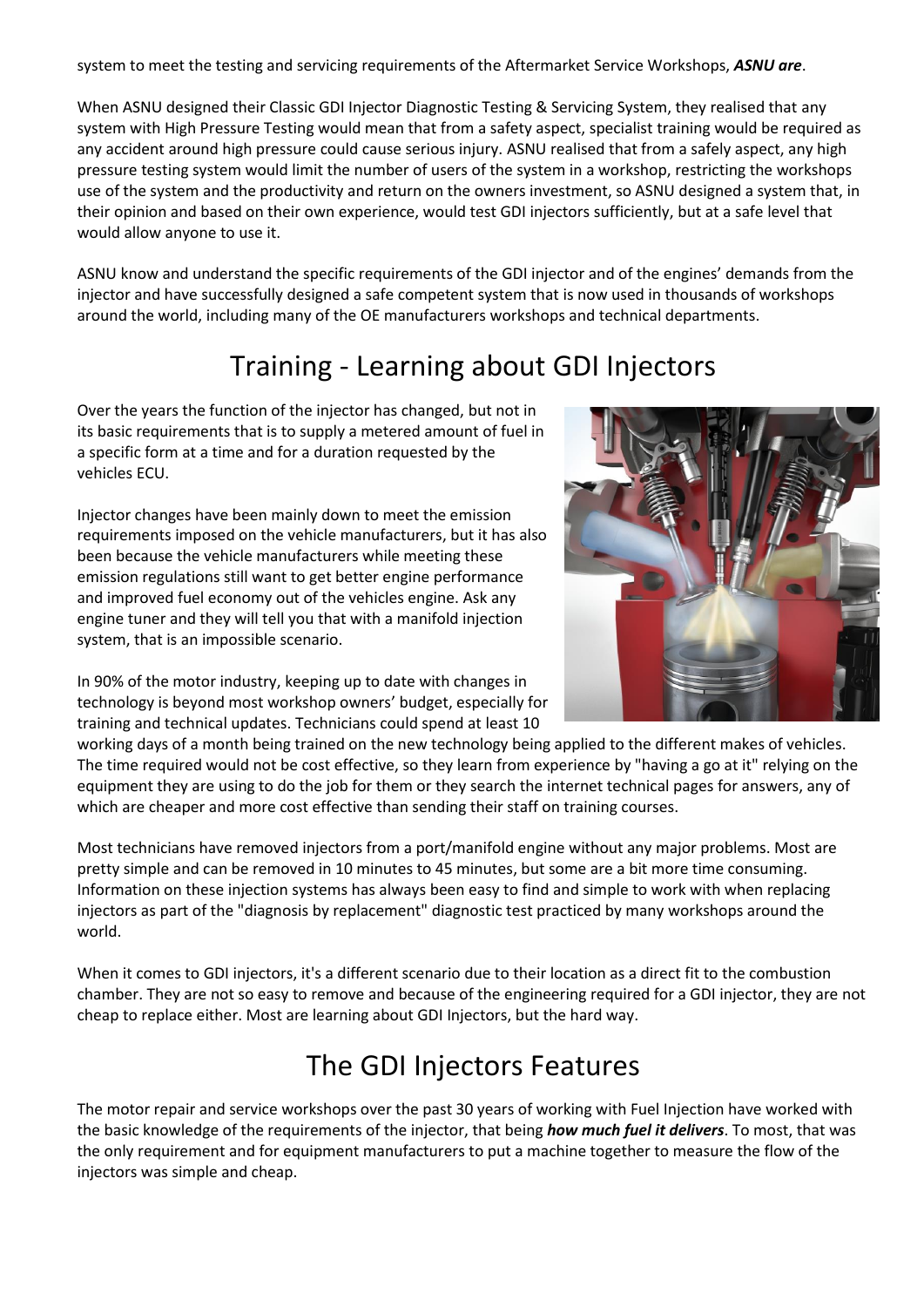system to meet the testing and servicing requirements of the Aftermarket Service Workshops, ***ASNU are***.

When ASNU designed their Classic GDI Injector Diagnostic Testing & Servicing System, they realised that any system with High Pressure Testing would mean that from a safety aspect, specialist training would be required as any accident around high pressure could cause serious injury. ASNU realised that from a safely aspect, any high pressure testing system would limit the number of users of the system in a workshop, restricting the workshops use of the system and the productivity and return on the owners investment, so ASNU designed a system that, in their opinion and based on their own experience, would test GDI injectors sufficiently, but at a safe level that would allow anyone to use it.

ASNU know and understand the specific requirements of the GDI injector and of the engines' demands from the injector and have successfully designed a safe competent system that is now used in thousands of workshops around the world, including many of the OE manufacturers workshops and technical departments.

## Training - Learning about GDI Injectors

Over the years the function of the injector has changed, but not in its basic requirements that is to supply a metered amount of fuel in a specific form at a time and for a duration requested by the vehicles ECU.

Injector changes have been mainly down to meet the emission requirements imposed on the vehicle manufacturers, but it has also been because the vehicle manufacturers while meeting these emission regulations still want to get better engine performance and improved fuel economy out of the vehicles engine. Ask any engine tuner and they will tell you that with a manifold injection system, that is an impossible scenario.

In 90% of the motor industry, keeping up to date with changes in technology is beyond most workshop owners' budget, especially for training and technical updates. Technicians could spend at least 10 working days of a month being trained on the new technology being applied to the different makes of vehicles. The time required would not be cost effective, so they learn from experience by "having a go at it" relying on the equipment they are using to do the job for them or they search the internet technical pages for answers, any of which are cheaper and more cost effective than sending their staff on training courses.

Most technicians have removed injectors from a port/manifold engine without any major problems. Most are pretty simple and can be removed in 10 minutes to 45 minutes, but some are a bit more time consuming. Information on these injection systems has always been easy to find and simple to work with when replacing injectors as part of the "diagnosis by replacement" diagnostic test practiced by many workshops around the world.

When it comes to GDI injectors, it's a different scenario due to their location as a direct fit to the combustion chamber. They are not so easy to remove and because of the engineering required for a GDI injector, they are not cheap to replace either. Most are learning about GDI Injectors, but the hard way.

## The GDI Injectors Features

The motor repair and service workshops over the past 30 years of working with Fuel Injection have worked with the basic knowledge of the requirements of the injector, that being ***how much fuel it delivers***. To most, that was the only requirement and for equipment manufacturers to put a machine together to measure the flow of the injectors was simple and cheap.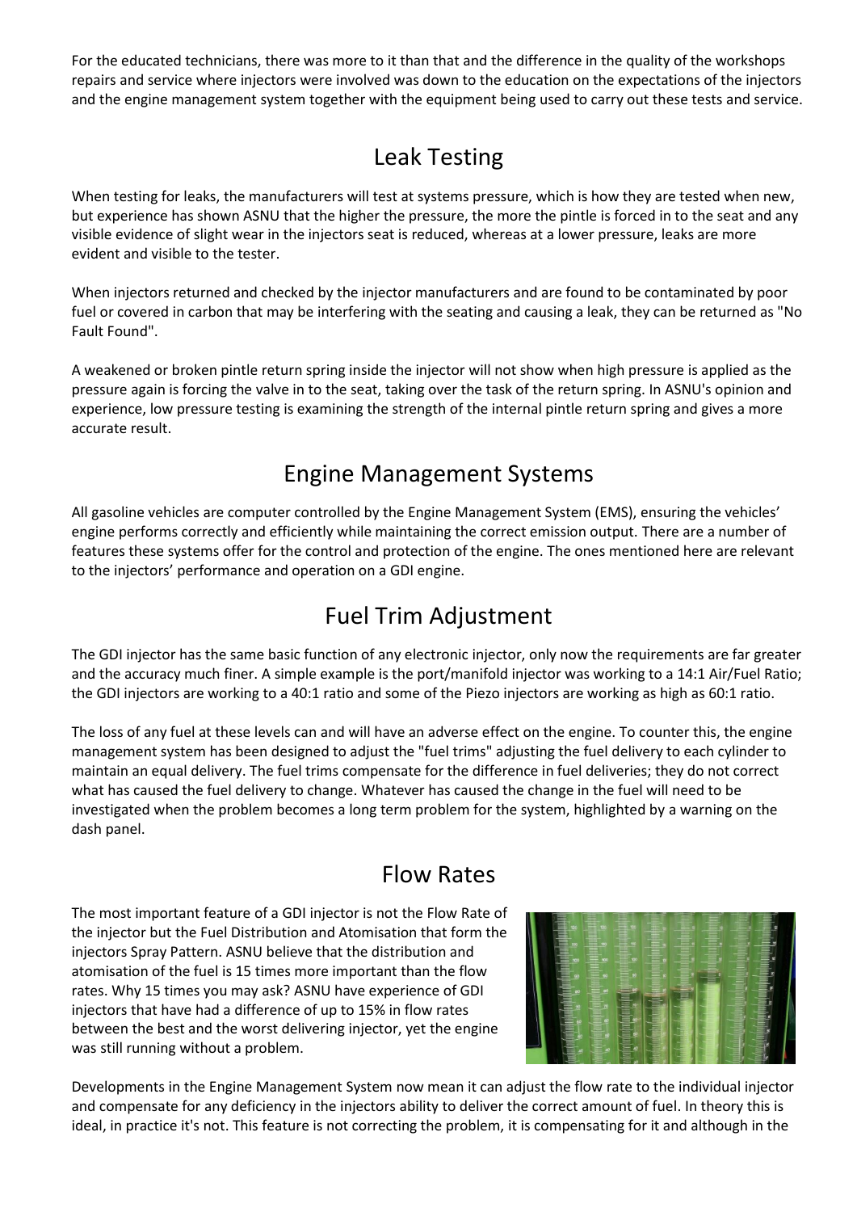For the educated technicians, there was more to it than that and the difference in the quality of the workshops repairs and service where injectors were involved was down to the education on the expectations of the injectors and the engine management system together with the equipment being used to carry out these tests and service.

## Leak Testing

When testing for leaks, the manufacturers will test at systems pressure, which is how they are tested when new, but experience has shown ASNU that the higher the pressure, the more the pintle is forced in to the seat and any visible evidence of slight wear in the injectors seat is reduced, whereas at a lower pressure, leaks are more evident and visible to the tester.

When injectors returned and checked by the injector manufacturers and are found to be contaminated by poor fuel or covered in carbon that may be interfering with the seating and causing a leak, they can be returned as "No Fault Found".

A weakened or broken pintle return spring inside the injector will not show when high pressure is applied as the pressure again is forcing the valve in to the seat, taking over the task of the return spring. In ASNU's opinion and experience, low pressure testing is examining the strength of the internal pintle return spring and gives a more accurate result.

## Engine Management Systems

All gasoline vehicles are computer controlled by the Engine Management System (EMS), ensuring the vehicles' engine performs correctly and efficiently while maintaining the correct emission output. There are a number of features these systems offer for the control and protection of the engine. The ones mentioned here are relevant to the injectors' performance and operation on a GDI engine.

## Fuel Trim Adjustment

The GDI injector has the same basic function of any electronic injector, only now the requirements are far greater and the accuracy much finer. A simple example is the port/manifold injector was working to a 14:1 Air/Fuel Ratio; the GDI injectors are working to a 40:1 ratio and some of the Piezo injectors are working as high as 60:1 ratio.

The loss of any fuel at these levels can and will have an adverse effect on the engine. To counter this, the engine management system has been designed to adjust the "fuel trims" adjusting the fuel delivery to each cylinder to maintain an equal delivery. The fuel trims compensate for the difference in fuel deliveries; they do not correct what has caused the fuel delivery to change. Whatever has caused the change in the fuel will need to be investigated when the problem becomes a long term problem for the system, highlighted by a warning on the dash panel.

## Flow Rates

The most important feature of a GDI injector is not the Flow Rate of the injector but the Fuel Distribution and Atomisation that form the injectors Spray Pattern. ASNU believe that the distribution and atomisation of the fuel is 15 times more important than the flow rates. Why 15 times you may ask? ASNU have experience of GDI injectors that have had a difference of up to 15% in flow rates between the best and the worst delivering injector, yet the engine was still running without a problem.

Developments in the Engine Management System now mean it can adjust the flow rate to the individual injector and compensate for any deficiency in the injectors ability to deliver the correct amount of fuel. In theory this is ideal, in practice it's not. This feature is not correcting the problem, it is compensating for it and although in the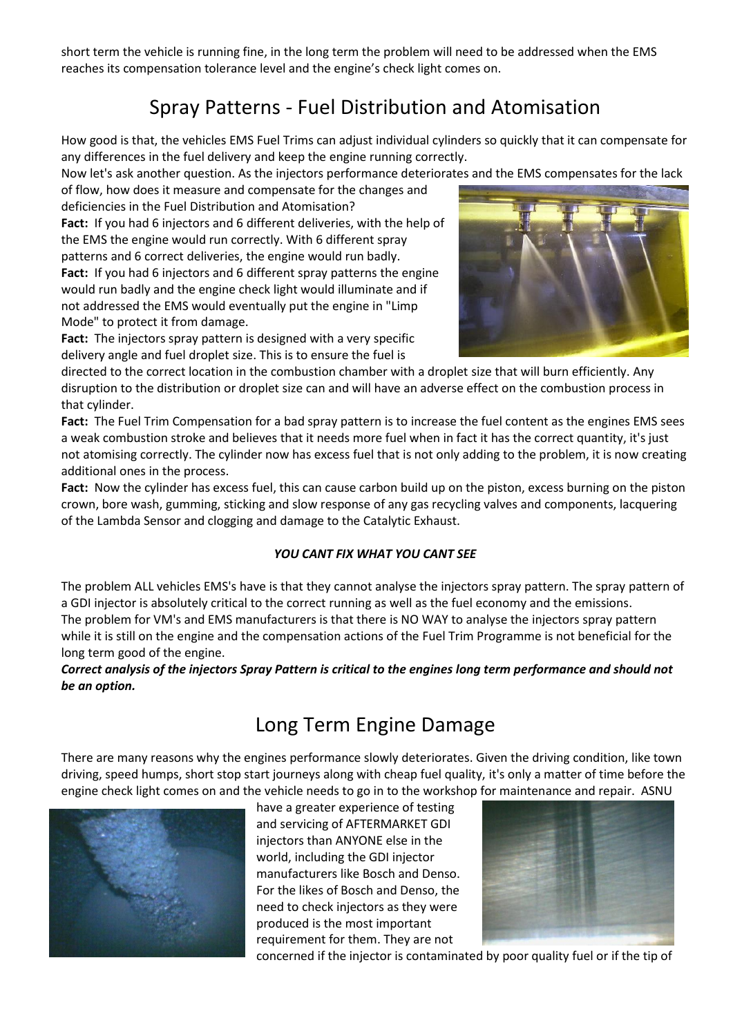short term the vehicle is running fine, in the long term the problem will need to be addressed when the EMS reaches its compensation tolerance level and the engine's check light comes on.

## Spray Patterns - Fuel Distribution and Atomisation

How good is that, the vehicles EMS Fuel Trims can adjust individual cylinders so quickly that it can compensate for any differences in the fuel delivery and keep the engine running correctly.

Now let's ask another question. As the injectors performance deteriorates and the EMS compensates for the lack of flow, how does it measure and compensate for the changes and deficiencies in the Fuel Distribution and Atomisation?

**Fact:** If you had 6 injectors and 6 different deliveries, with the help of the EMS the engine would run correctly. With 6 different spray patterns and 6 correct deliveries, the engine would run badly.

**Fact:** If you had 6 injectors and 6 different spray patterns the engine would run badly and the engine check light would illuminate and if not addressed the EMS would eventually put the engine in "Limp Mode" to protect it from damage.

**Fact:** The injectors spray pattern is designed with a very specific delivery angle and fuel droplet size. This is to ensure the fuel is directed to the correct location in the combustion chamber with a droplet size that will burn efficiently. Any disruption to the distribution or droplet size can and will have an adverse effect on the combustion process in that cylinder.

**Fact:** The Fuel Trim Compensation for a bad spray pattern is to increase the fuel content as the engines EMS sees a weak combustion stroke and believes that it needs more fuel when in fact it has the correct quantity, it's just not atomising correctly. The cylinder now has excess fuel that is not only adding to the problem, it is now creating additional ones in the process.

**Fact:** Now the cylinder has excess fuel, this can cause carbon build up on the piston, excess burning on the piston crown, bore wash, gumming, sticking and slow response of any gas recycling valves and components, lacquering of the Lambda Sensor and clogging and damage to the Catalytic Exhaust.

***YOU CANT FIX WHAT YOU CANT SEE***

The problem ALL vehicles EMS's have is that they cannot analyse the injectors spray pattern. The spray pattern of a GDI injector is absolutely critical to the correct running as well as the fuel economy and the emissions.

The problem for VM's and EMS manufacturers is that there is NO WAY to analyse the injectors spray pattern while it is still on the engine and the compensation actions of the Fuel Trim Programme is not beneficial for the long term good of the engine.

***Correct analysis of the injectors Spray Pattern is critical to the engines long term performance and should not be an option.***

## Long Term Engine Damage

There are many reasons why the engines performance slowly deteriorates. Given the driving condition, like town driving, speed humps, short stop start journeys along with cheap fuel quality, it's only a matter of time before the engine check light comes on and the vehicle needs to go in to the workshop for maintenance and repair. ASNU have a greater experience of testing and servicing of AFTERMARKET GDI injectors than ANYONE else in the world, including the GDI injector manufacturers like Bosch and Denso. For the likes of Bosch and Denso, the need to check injectors as they were produced is the most important requirement for them. They are not concerned if the injector is contaminated by poor quality fuel or if the tip of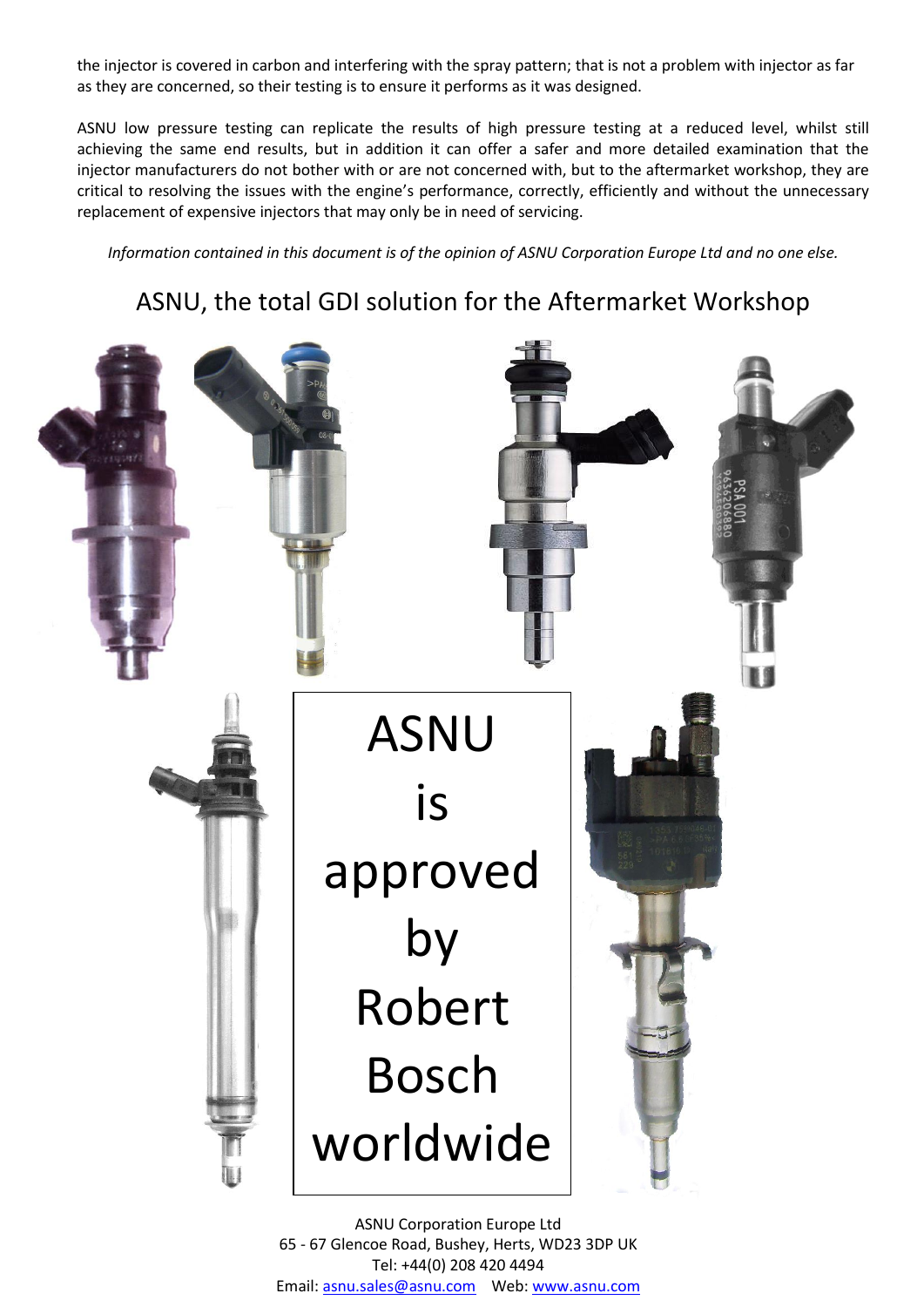the injector is covered in carbon and interfering with the spray pattern; that is not a problem with injector as far as they are concerned, so their testing is to ensure it performs as it was designed.

ASNU low pressure testing can replicate the results of high pressure testing at a reduced level, whilst still achieving the same end results, but in addition it can offer a safer and more detailed examination that the injector manufacturers do not bother with or are not concerned with, but to the aftermarket workshop, they are critical to resolving the issues with the engine's performance, correctly, efficiently and without the unnecessary replacement of expensive injectors that may only be in need of servicing.

*Information contained in this document is of the opinion of ASNU Corporation Europe Ltd and no one else.*

## ASNU, the total GDI solution for the Aftermarket Workshop

ASNU is approved by Robert Bosch worldwide

ASNU Corporation Europe Ltd
65 - 67 Glencoe Road, Bushey, Herts, WD23 3DP UK
Tel: +44(0) 208 420 4494
Email: asnu.sales@asnu.com Web: www.asnu.com